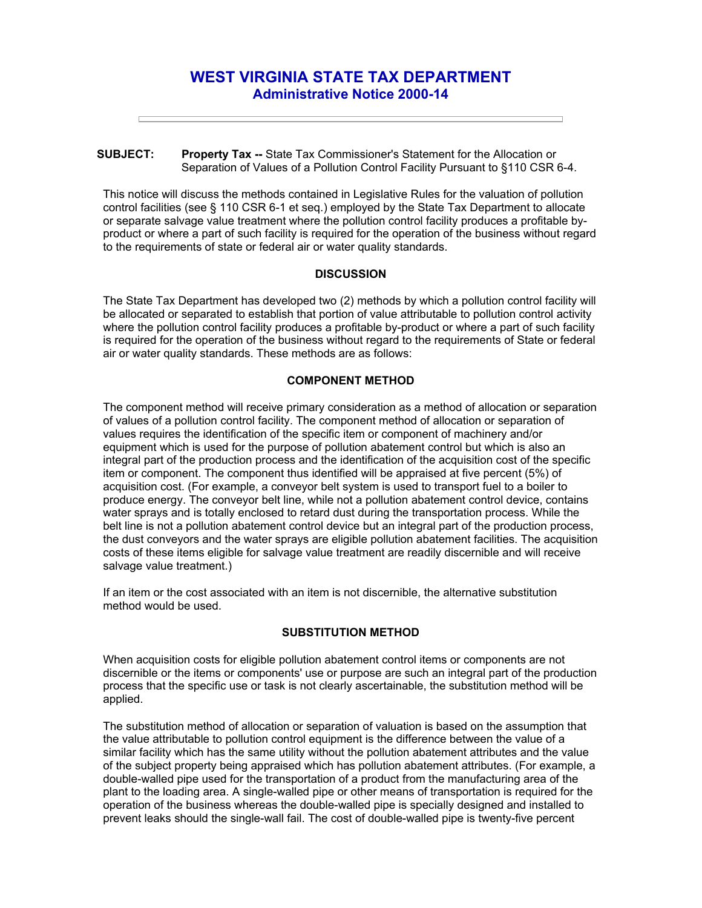# WEST VIRGINIA STATE TAX DEPARTMENT
## Administrative Notice 2000-14

---

**SUBJECT:** **Property Tax --** State Tax Commissioner's Statement for the Allocation or Separation of Values of a Pollution Control Facility Pursuant to §110 CSR 6-4.

This notice will discuss the methods contained in Legislative Rules for the valuation of pollution control facilities (see § 110 CSR 6-1 et seq.) employed by the State Tax Department to allocate or separate salvage value treatment where the pollution control facility produces a profitable by-product or where a part of such facility is required for the operation of the business without regard to the requirements of state or federal air or water quality standards.

### DISCUSSION

The State Tax Department has developed two (2) methods by which a pollution control facility will be allocated or separated to establish that portion of value attributable to pollution control activity where the pollution control facility produces a profitable by-product or where a part of such facility is required for the operation of the business without regard to the requirements of State or federal air or water quality standards. These methods are as follows:

### COMPONENT METHOD

The component method will receive primary consideration as a method of allocation or separation of values of a pollution control facility. The component method of allocation or separation of values requires the identification of the specific item or component of machinery and/or equipment which is used for the purpose of pollution abatement control but which is also an integral part of the production process and the identification of the acquisition cost of the specific item or component. The component thus identified will be appraised at five percent (5%) of acquisition cost. (For example, a conveyor belt system is used to transport fuel to a boiler to produce energy. The conveyor belt line, while not a pollution abatement control device, contains water sprays and is totally enclosed to retard dust during the transportation process. While the belt line is not a pollution abatement control device but an integral part of the production process, the dust conveyors and the water sprays are eligible pollution abatement facilities. The acquisition costs of these items eligible for salvage value treatment are readily discernible and will receive salvage value treatment.)

If an item or the cost associated with an item is not discernible, the alternative substitution method would be used.

### SUBSTITUTION METHOD

When acquisition costs for eligible pollution abatement control items or components are not discernible or the items or components' use or purpose are such an integral part of the production process that the specific use or task is not clearly ascertainable, the substitution method will be applied.

The substitution method of allocation or separation of valuation is based on the assumption that the value attributable to pollution control equipment is the difference between the value of a similar facility which has the same utility without the pollution abatement attributes and the value of the subject property being appraised which has pollution abatement attributes. (For example, a double-walled pipe used for the transportation of a product from the manufacturing area of the plant to the loading area. A single-walled pipe or other means of transportation is required for the operation of the business whereas the double-walled pipe is specially designed and installed to prevent leaks should the single-wall fail. The cost of double-walled pipe is twenty-five percent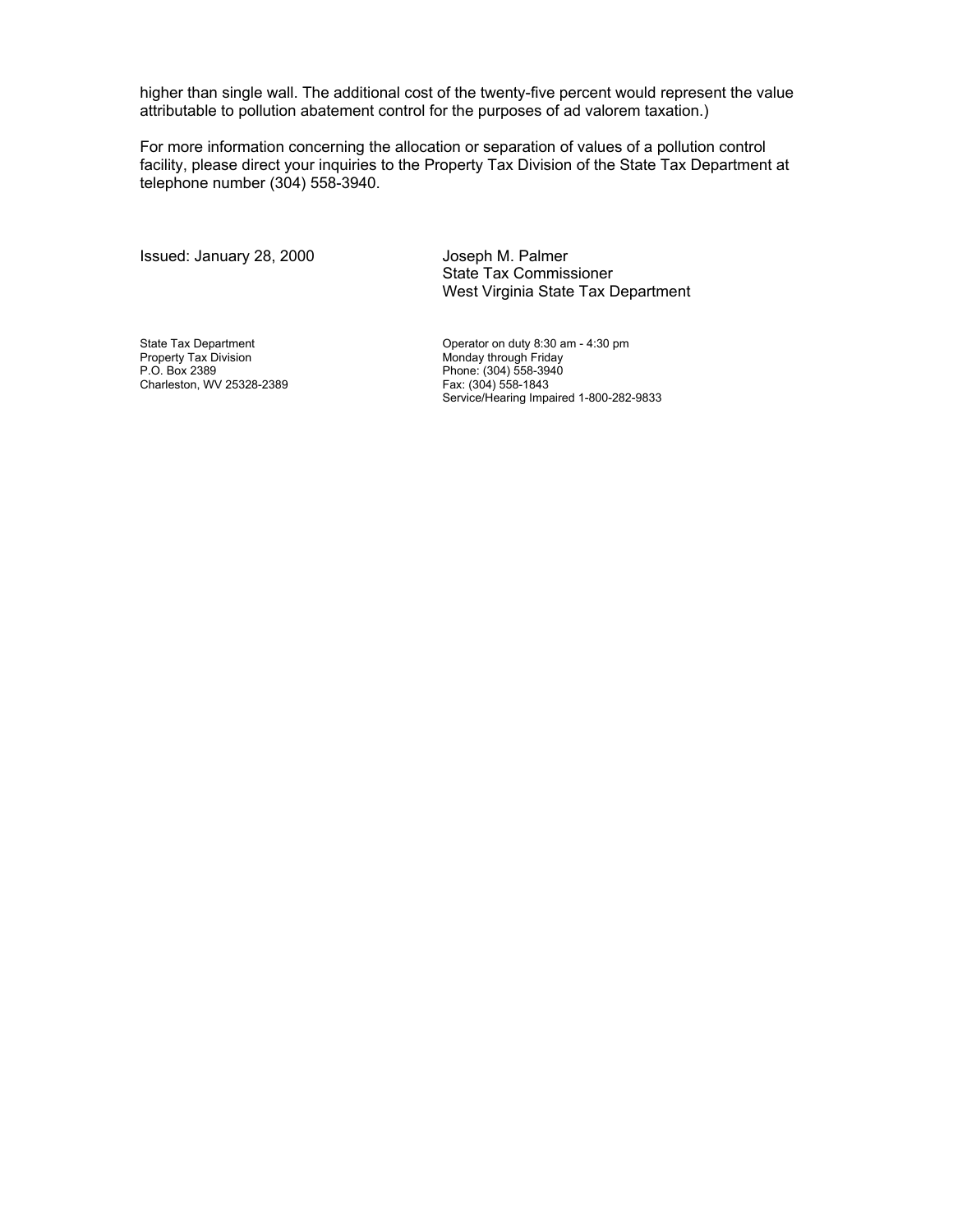higher than single wall. The additional cost of the twenty-five percent would represent the value attributable to pollution abatement control for the purposes of ad valorem taxation.)

For more information concerning the allocation or separation of values of a pollution control facility, please direct your inquiries to the Property Tax Division of the State Tax Department at telephone number (304) 558-3940.

Issued: January 28, 2000

Joseph M. Palmer
State Tax Commissioner
West Virginia State Tax Department

State Tax Department
Property Tax Division
P.O. Box 2389
Charleston, WV 25328-2389

Operator on duty 8:30 am - 4:30 pm
Monday through Friday
Phone: (304) 558-3940
Fax: (304) 558-1843
Service/Hearing Impaired 1-800-282-9833